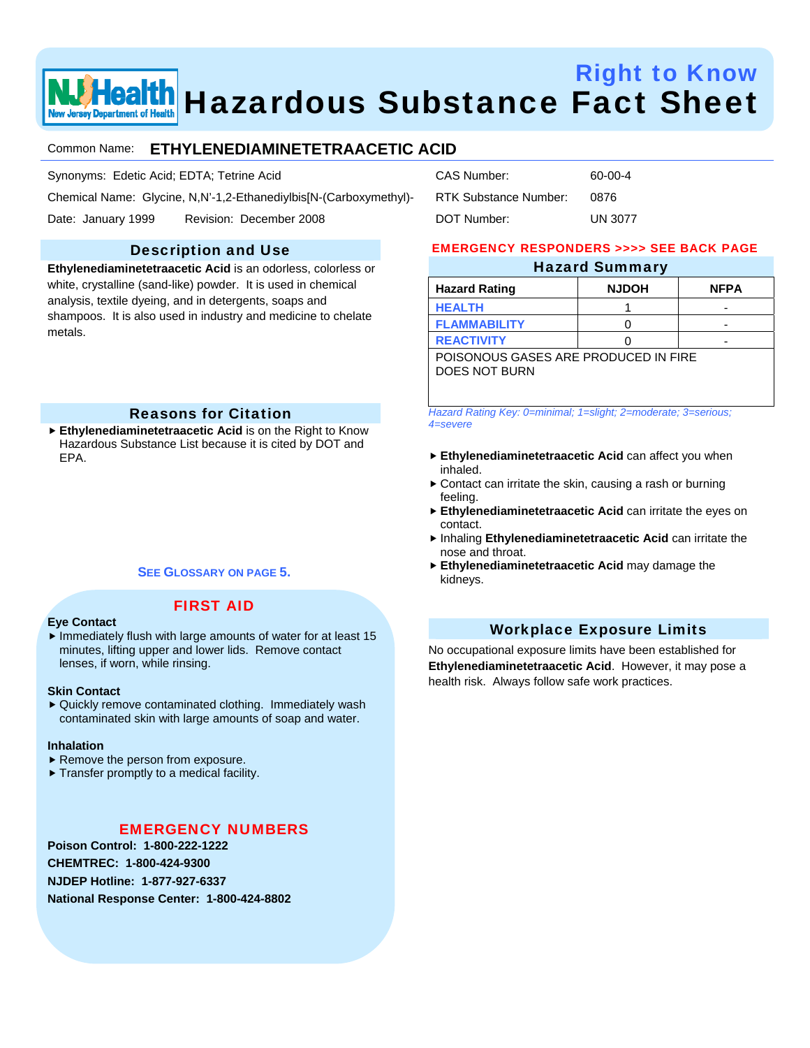# Right to Know
# Hazardous Substance Fact Sheet

Common Name: **ETHYLENEDIAMINETETRAACETIC ACID**

Synonyms: Edetic Acid; EDTA; Tetrine Acid

Chemical Name: Glycine, N,N'-1,2-Ethanediylbis[N-(Carboxymethyl)-

Date: January 1999 Revision: December 2008

CAS Number: 60-00-4

RTK Substance Number: 0876

DOT Number: UN 3077

## Description and Use

**Ethylenediaminetetraacetic Acid** is an odorless, colorless or white, crystalline (sand-like) powder. It is used in chemical analysis, textile dyeing, and in detergents, soaps and shampoos. It is also used in industry and medicine to chelate metals.

## Reasons for Citation

- **Ethylenediaminetetraacetic Acid** is on the Right to Know Hazardous Substance List because it is cited by DOT and EPA.

SEE GLOSSARY ON PAGE 5.

## FIRST AID

**Eye Contact**

- Immediately flush with large amounts of water for at least 15 minutes, lifting upper and lower lids. Remove contact lenses, if worn, while rinsing.

**Skin Contact**

- Quickly remove contaminated clothing. Immediately wash contaminated skin with large amounts of soap and water.

**Inhalation**

- Remove the person from exposure.
- Transfer promptly to a medical facility.

## EMERGENCY NUMBERS

**Poison Control: 1-800-222-1222**

**CHEMTREC: 1-800-424-9300**

**NJDEP Hotline: 1-877-927-6337**

**National Response Center: 1-800-424-8802**

EMERGENCY RESPONDERS >>>> SEE BACK PAGE

## Hazard Summary

| Hazard Rating | NJDOH | NFPA |
|---|---|---|
| HEALTH | 1 | - |
| FLAMMABILITY | 0 | - |
| REACTIVITY | 0 | - |
| POISONOUS GASES ARE PRODUCED IN FIRE<br>DOES NOT BURN | | |

*Hazard Rating Key: 0=minimal; 1=slight; 2=moderate; 3=serious; 4=severe*

- **Ethylenediaminetetraacetic Acid** can affect you when inhaled.
- Contact can irritate the skin, causing a rash or burning feeling.
- **Ethylenediaminetetraacetic Acid** can irritate the eyes on contact.
- Inhaling **Ethylenediaminetetraacetic Acid** can irritate the nose and throat.
- **Ethylenediaminetetraacetic Acid** may damage the kidneys.

## Workplace Exposure Limits

No occupational exposure limits have been established for **Ethylenediaminetetraacetic Acid**. However, it may pose a health risk. Always follow safe work practices.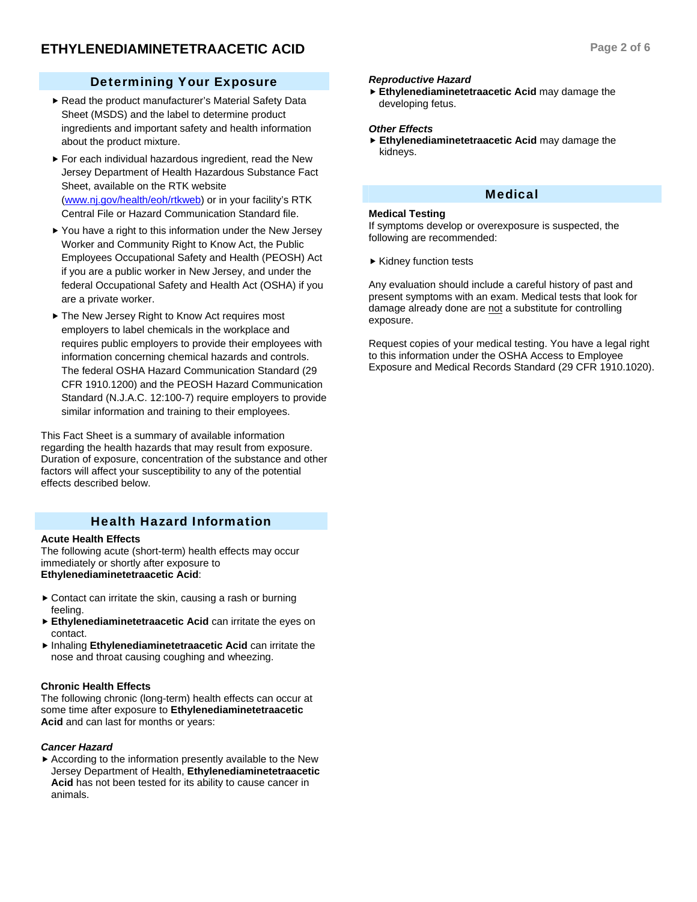## Determining Your Exposure

- Read the product manufacturer's Material Safety Data Sheet (MSDS) and the label to determine product ingredients and important safety and health information about the product mixture.
- For each individual hazardous ingredient, read the New Jersey Department of Health Hazardous Substance Fact Sheet, available on the RTK website (www.nj.gov/health/eoh/rtkweb) or in your facility's RTK Central File or Hazard Communication Standard file.
- You have a right to this information under the New Jersey Worker and Community Right to Know Act, the Public Employees Occupational Safety and Health (PEOSH) Act if you are a public worker in New Jersey, and under the federal Occupational Safety and Health Act (OSHA) if you are a private worker.
- The New Jersey Right to Know Act requires most employers to label chemicals in the workplace and requires public employers to provide their employees with information concerning chemical hazards and controls. The federal OSHA Hazard Communication Standard (29 CFR 1910.1200) and the PEOSH Hazard Communication Standard (N.J.A.C. 12:100-7) require employers to provide similar information and training to their employees.

This Fact Sheet is a summary of available information regarding the health hazards that may result from exposure. Duration of exposure, concentration of the substance and other factors will affect your susceptibility to any of the potential effects described below.

## Health Hazard Information

**Acute Health Effects**
The following acute (short-term) health effects may occur immediately or shortly after exposure to **Ethylenediaminetetraacetic Acid**:

- Contact can irritate the skin, causing a rash or burning feeling.
- **Ethylenediaminetetraacetic Acid** can irritate the eyes on contact.
- Inhaling **Ethylenediaminetetraacetic Acid** can irritate the nose and throat causing coughing and wheezing.

**Chronic Health Effects**
The following chronic (long-term) health effects can occur at some time after exposure to **Ethylenediaminetetraacetic Acid** and can last for months or years:

***Cancer Hazard***

- According to the information presently available to the New Jersey Department of Health, **Ethylenediaminetetraacetic Acid** has not been tested for its ability to cause cancer in animals.

***Reproductive Hazard***

- **Ethylenediaminetetraacetic Acid** may damage the developing fetus.

***Other Effects***

- **Ethylenediaminetetraacetic Acid** may damage the kidneys.

## Medical

**Medical Testing**
If symptoms develop or overexposure is suspected, the following are recommended:

- Kidney function tests

Any evaluation should include a careful history of past and present symptoms with an exam. Medical tests that look for damage already done are not a substitute for controlling exposure.

Request copies of your medical testing. You have a legal right to this information under the OSHA Access to Employee Exposure and Medical Records Standard (29 CFR 1910.1020).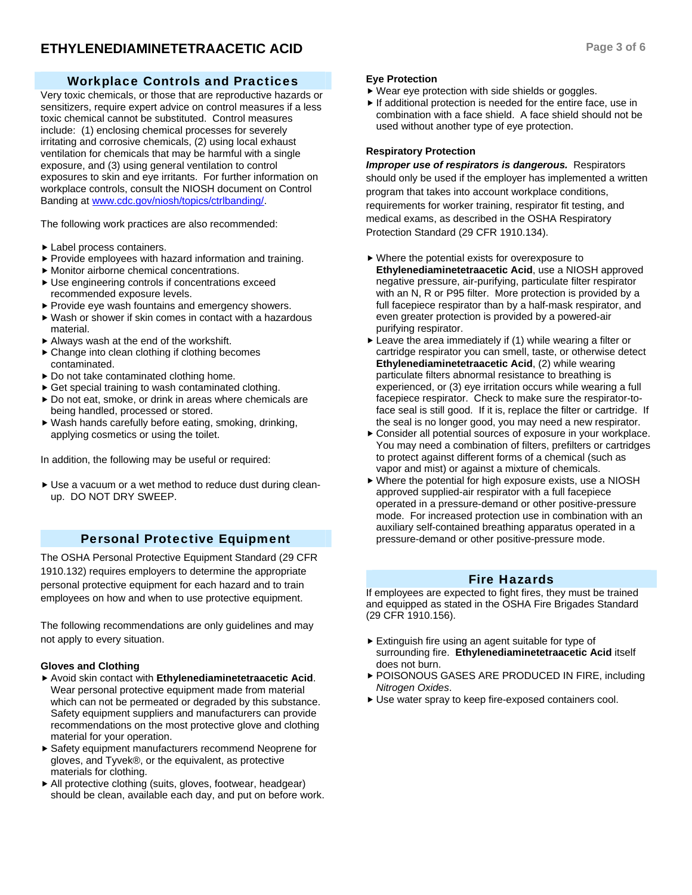## Workplace Controls and Practices

Very toxic chemicals, or those that are reproductive hazards or sensitizers, require expert advice on control measures if a less toxic chemical cannot be substituted. Control measures include: (1) enclosing chemical processes for severely irritating and corrosive chemicals, (2) using local exhaust ventilation for chemicals that may be harmful with a single exposure, and (3) using general ventilation to control exposures to skin and eye irritants. For further information on workplace controls, consult the NIOSH document on Control Banding at www.cdc.gov/niosh/topics/ctrlbanding/.

The following work practices are also recommended:

- Label process containers.
- Provide employees with hazard information and training.
- Monitor airborne chemical concentrations.
- Use engineering controls if concentrations exceed recommended exposure levels.
- Provide eye wash fountains and emergency showers.
- Wash or shower if skin comes in contact with a hazardous material.
- Always wash at the end of the workshift.
- Change into clean clothing if clothing becomes contaminated.
- Do not take contaminated clothing home.
- Get special training to wash contaminated clothing.
- Do not eat, smoke, or drink in areas where chemicals are being handled, processed or stored.
- Wash hands carefully before eating, smoking, drinking, applying cosmetics or using the toilet.

In addition, the following may be useful or required:

- Use a vacuum or a wet method to reduce dust during clean-up. DO NOT DRY SWEEP.

## Personal Protective Equipment

The OSHA Personal Protective Equipment Standard (29 CFR 1910.132) requires employers to determine the appropriate personal protective equipment for each hazard and to train employees on how and when to use protective equipment.

The following recommendations are only guidelines and may not apply to every situation.

### Gloves and Clothing

- Avoid skin contact with **Ethylenediaminetetraacetic Acid**. Wear personal protective equipment made from material which can not be permeated or degraded by this substance. Safety equipment suppliers and manufacturers can provide recommendations on the most protective glove and clothing material for your operation.
- Safety equipment manufacturers recommend Neoprene for gloves, and Tyvek®, or the equivalent, as protective materials for clothing.
- All protective clothing (suits, gloves, footwear, headgear) should be clean, available each day, and put on before work.

### Eye Protection

- Wear eye protection with side shields or goggles.
- If additional protection is needed for the entire face, use in combination with a face shield. A face shield should not be used without another type of eye protection.

### Respiratory Protection

***Improper use of respirators is dangerous.*** Respirators should only be used if the employer has implemented a written program that takes into account workplace conditions, requirements for worker training, respirator fit testing, and medical exams, as described in the OSHA Respiratory Protection Standard (29 CFR 1910.134).

- Where the potential exists for overexposure to **Ethylenediaminetetraacetic Acid**, use a NIOSH approved negative pressure, air-purifying, particulate filter respirator with an N, R or P95 filter. More protection is provided by a full facepiece respirator than by a half-mask respirator, and even greater protection is provided by a powered-air purifying respirator.
- Leave the area immediately if (1) while wearing a filter or cartridge respirator you can smell, taste, or otherwise detect **Ethylenediaminetetraacetic Acid**, (2) while wearing particulate filters abnormal resistance to breathing is experienced, or (3) eye irritation occurs while wearing a full facepiece respirator. Check to make sure the respirator-to-face seal is still good. If it is, replace the filter or cartridge. If the seal is no longer good, you may need a new respirator.
- Consider all potential sources of exposure in your workplace. You may need a combination of filters, prefilters or cartridges to protect against different forms of a chemical (such as vapor and mist) or against a mixture of chemicals.
- Where the potential for high exposure exists, use a NIOSH approved supplied-air respirator with a full facepiece operated in a pressure-demand or other positive-pressure mode. For increased protection use in combination with an auxiliary self-contained breathing apparatus operated in a pressure-demand or other positive-pressure mode.

## Fire Hazards

If employees are expected to fight fires, they must be trained and equipped as stated in the OSHA Fire Brigades Standard (29 CFR 1910.156).

- Extinguish fire using an agent suitable for type of surrounding fire. **Ethylenediaminetetraacetic Acid** itself does not burn.
- POISONOUS GASES ARE PRODUCED IN FIRE, including *Nitrogen Oxides*.
- Use water spray to keep fire-exposed containers cool.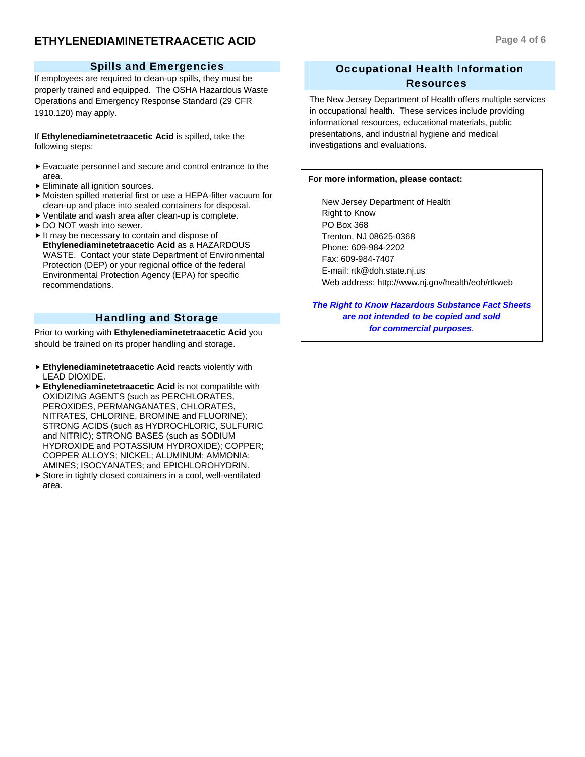## Spills and Emergencies

If employees are required to clean-up spills, they must be properly trained and equipped. The OSHA Hazardous Waste Operations and Emergency Response Standard (29 CFR 1910.120) may apply.

If **Ethylenediaminetetraacetic Acid** is spilled, take the following steps:

- Evacuate personnel and secure and control entrance to the area.
- Eliminate all ignition sources.
- Moisten spilled material first or use a HEPA-filter vacuum for clean-up and place into sealed containers for disposal.
- Ventilate and wash area after clean-up is complete.
- DO NOT wash into sewer.
- It may be necessary to contain and dispose of **Ethylenediaminetetraacetic Acid** as a HAZARDOUS WASTE. Contact your state Department of Environmental Protection (DEP) or your regional office of the federal Environmental Protection Agency (EPA) for specific recommendations.

## Handling and Storage

Prior to working with **Ethylenediaminetetraacetic Acid** you should be trained on its proper handling and storage.

- **Ethylenediaminetetraacetic Acid** reacts violently with LEAD DIOXIDE.
- **Ethylenediaminetetraacetic Acid** is not compatible with OXIDIZING AGENTS (such as PERCHLORATES, PEROXIDES, PERMANGANATES, CHLORATES, NITRATES, CHLORINE, BROMINE and FLUORINE); STRONG ACIDS (such as HYDROCHLORIC, SULFURIC and NITRIC); STRONG BASES (such as SODIUM HYDROXIDE and POTASSIUM HYDROXIDE); COPPER; COPPER ALLOYS; NICKEL; ALUMINUM; AMMONIA; AMINES; ISOCYANATES; and EPICHLOROHYDRIN.
- Store in tightly closed containers in a cool, well-ventilated area.

## Occupational Health Information Resources

The New Jersey Department of Health offers multiple services in occupational health. These services include providing informational resources, educational materials, public presentations, and industrial hygiene and medical investigations and evaluations.

**For more information, please contact:**

New Jersey Department of Health
Right to Know
PO Box 368
Trenton, NJ 08625-0368
Phone: 609-984-2202
Fax: 609-984-7407
E-mail: rtk@doh.state.nj.us
Web address: http://www.nj.gov/health/eoh/rtkweb

***The Right to Know Hazardous Substance Fact Sheets are not intended to be copied and sold for commercial purposes.***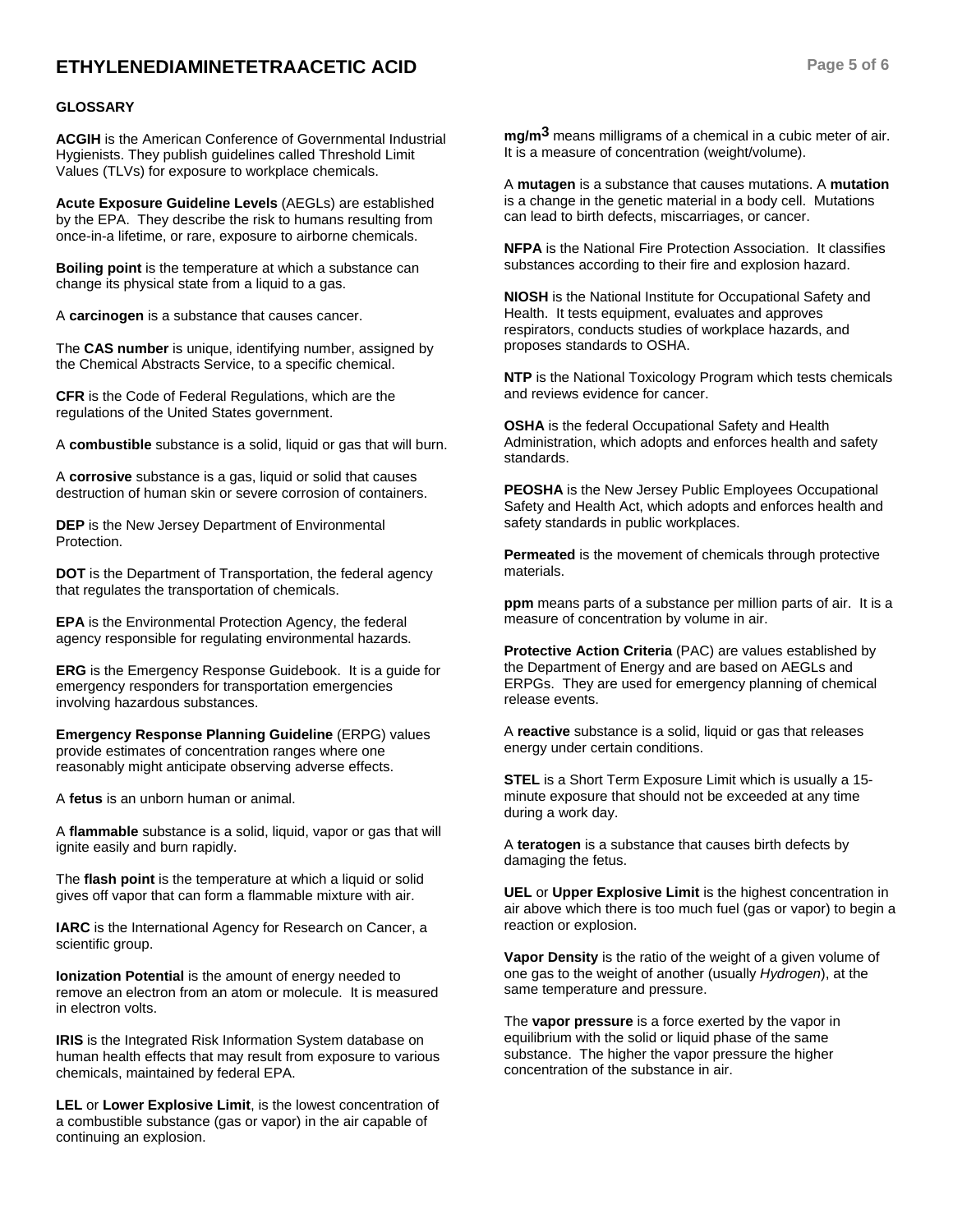## GLOSSARY

**ACGIH** is the American Conference of Governmental Industrial Hygienists. They publish guidelines called Threshold Limit Values (TLVs) for exposure to workplace chemicals.

**Acute Exposure Guideline Levels** (AEGLs) are established by the EPA. They describe the risk to humans resulting from once-in-a lifetime, or rare, exposure to airborne chemicals.

**Boiling point** is the temperature at which a substance can change its physical state from a liquid to a gas.

A **carcinogen** is a substance that causes cancer.

The **CAS number** is unique, identifying number, assigned by the Chemical Abstracts Service, to a specific chemical.

**CFR** is the Code of Federal Regulations, which are the regulations of the United States government.

A **combustible** substance is a solid, liquid or gas that will burn.

A **corrosive** substance is a gas, liquid or solid that causes destruction of human skin or severe corrosion of containers.

**DEP** is the New Jersey Department of Environmental Protection.

**DOT** is the Department of Transportation, the federal agency that regulates the transportation of chemicals.

**EPA** is the Environmental Protection Agency, the federal agency responsible for regulating environmental hazards.

**ERG** is the Emergency Response Guidebook. It is a guide for emergency responders for transportation emergencies involving hazardous substances.

**Emergency Response Planning Guideline** (ERPG) values provide estimates of concentration ranges where one reasonably might anticipate observing adverse effects.

A **fetus** is an unborn human or animal.

A **flammable** substance is a solid, liquid, vapor or gas that will ignite easily and burn rapidly.

The **flash point** is the temperature at which a liquid or solid gives off vapor that can form a flammable mixture with air.

**IARC** is the International Agency for Research on Cancer, a scientific group.

**Ionization Potential** is the amount of energy needed to remove an electron from an atom or molecule. It is measured in electron volts.

**IRIS** is the Integrated Risk Information System database on human health effects that may result from exposure to various chemicals, maintained by federal EPA.

**LEL** or **Lower Explosive Limit**, is the lowest concentration of a combustible substance (gas or vapor) in the air capable of continuing an explosion.

**$mg/m^3$** means milligrams of a chemical in a cubic meter of air. It is a measure of concentration (weight/volume).

A **mutagen** is a substance that causes mutations. A **mutation** is a change in the genetic material in a body cell. Mutations can lead to birth defects, miscarriages, or cancer.

**NFPA** is the National Fire Protection Association. It classifies substances according to their fire and explosion hazard.

**NIOSH** is the National Institute for Occupational Safety and Health. It tests equipment, evaluates and approves respirators, conducts studies of workplace hazards, and proposes standards to OSHA.

**NTP** is the National Toxicology Program which tests chemicals and reviews evidence for cancer.

**OSHA** is the federal Occupational Safety and Health Administration, which adopts and enforces health and safety standards.

**PEOSHA** is the New Jersey Public Employees Occupational Safety and Health Act, which adopts and enforces health and safety standards in public workplaces.

**Permeated** is the movement of chemicals through protective materials.

**ppm** means parts of a substance per million parts of air. It is a measure of concentration by volume in air.

**Protective Action Criteria** (PAC) are values established by the Department of Energy and are based on AEGLs and ERPGs. They are used for emergency planning of chemical release events.

A **reactive** substance is a solid, liquid or gas that releases energy under certain conditions.

**STEL** is a Short Term Exposure Limit which is usually a 15-minute exposure that should not be exceeded at any time during a work day.

A **teratogen** is a substance that causes birth defects by damaging the fetus.

**UEL** or **Upper Explosive Limit** is the highest concentration in air above which there is too much fuel (gas or vapor) to begin a reaction or explosion.

**Vapor Density** is the ratio of the weight of a given volume of one gas to the weight of another (usually *Hydrogen*), at the same temperature and pressure.

The **vapor pressure** is a force exerted by the vapor in equilibrium with the solid or liquid phase of the same substance. The higher the vapor pressure the higher concentration of the substance in air.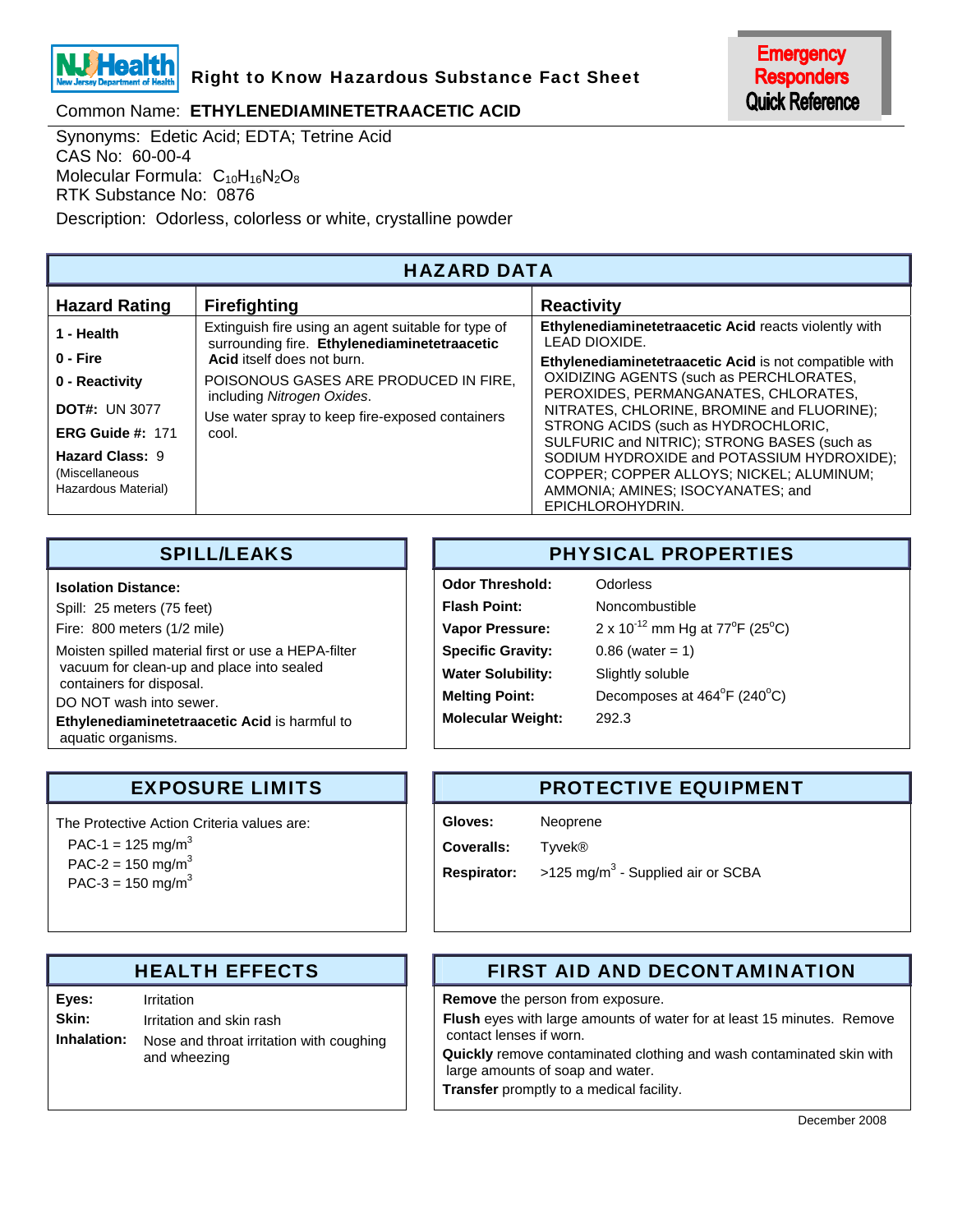Right to Know Hazardous Substance Fact Sheet

**Emergency Responders Quick Reference**

Common Name: **ETHYLENEDIAMINETETRAACETIC ACID**

Synonyms: Edetic Acid; EDTA; Tetrine Acid
CAS No: 60-00-4
Molecular Formula: $C_{10}H_{16}N_2O_8$
RTK Substance No: 0876

Description: Odorless, colorless or white, crystalline powder

## HAZARD DATA

| Hazard Rating | Firefighting | Reactivity |
|---|---|---|
| **1 - Health**<br>**0 - Fire**<br>**0 - Reactivity**<br>**DOT#:** UN 3077<br>**ERG Guide #:** 171<br>**Hazard Class:** 9 (Miscellaneous Hazardous Material) | Extinguish fire using an agent suitable for type of surrounding fire. **Ethylenediaminetetraacetic Acid** itself does not burn.<br>POISONOUS GASES ARE PRODUCED IN FIRE, including *Nitrogen Oxides*.<br>Use water spray to keep fire-exposed containers cool. | **Ethylenediaminetetraacetic Acid** reacts violently with LEAD DIOXIDE.<br>**Ethylenediaminetetraacetic Acid** is not compatible with OXIDIZING AGENTS (such as PERCHLORATES, PEROXIDES, PERMANGANATES, CHLORATES, NITRATES, CHLORINE, BROMINE and FLUORINE); STRONG ACIDS (such as HYDROCHLORIC, SULFURIC and NITRIC); STRONG BASES (such as SODIUM HYDROXIDE and POTASSIUM HYDROXIDE); COPPER; COPPER ALLOYS; NICKEL; ALUMINUM; AMMONIA; AMINES; ISOCYANATES; and EPICHLOROHYDRIN. |

## SPILL/LEAKS

**Isolation Distance:**

Spill: 25 meters (75 feet)

Fire: 800 meters (1/2 mile)

Moisten spilled material first or use a HEPA-filter vacuum for clean-up and place into sealed containers for disposal.

DO NOT wash into sewer.

**Ethylenediaminetetraacetic Acid** is harmful to aquatic organisms.

## PHYSICAL PROPERTIES

| | |
|---|---|
| **Odor Threshold:** | Odorless |
| **Flash Point:** | Noncombustible |
| **Vapor Pressure:** | $2 \times 10^{-12}$ mm Hg at 77°F (25°C) |
| **Specific Gravity:** | 0.86 (water = 1) |
| **Water Solubility:** | Slightly soluble |
| **Melting Point:** | Decomposes at 464°F (240°C) |
| **Molecular Weight:** | 292.3 |

## EXPOSURE LIMITS

The Protective Action Criteria values are:

PAC-1 = 125 mg/m$^3$
PAC-2 = 150 mg/m$^3$
PAC-3 = 150 mg/m$^3$

## PROTECTIVE EQUIPMENT

| | |
|---|---|
| **Gloves:** | Neoprene |
| **Coveralls:** | Tyvek® |
| **Respirator:** | >125 mg/m$^3$ - Supplied air or SCBA |

## HEALTH EFFECTS

| | |
|---|---|
| **Eyes:** | Irritation |
| **Skin:** | Irritation and skin rash |
| **Inhalation:** | Nose and throat irritation with coughing and wheezing |

## FIRST AID AND DECONTAMINATION

**Remove** the person from exposure.

**Flush** eyes with large amounts of water for at least 15 minutes. Remove contact lenses if worn.

**Quickly** remove contaminated clothing and wash contaminated skin with large amounts of soap and water.

**Transfer** promptly to a medical facility.

December 2008